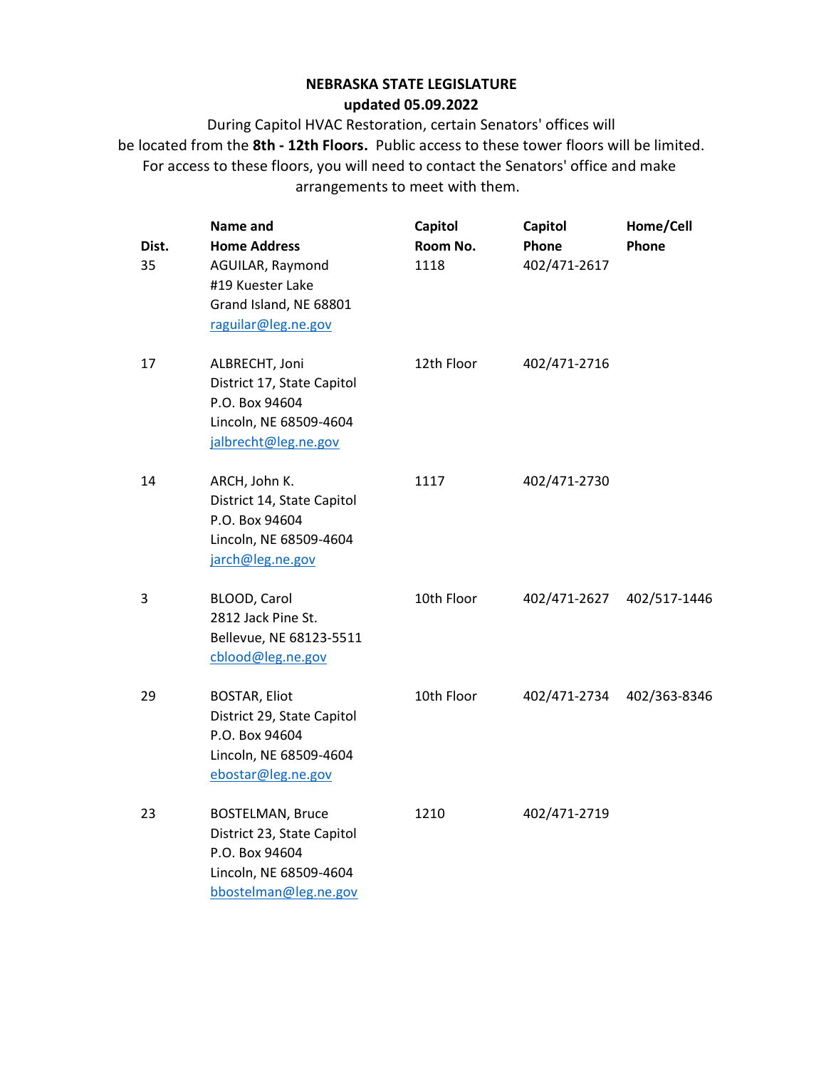**NEBRASKA STATE LEGISLATURE**
**updated 05.09.2022**

During Capitol HVAC Restoration, certain Senators' offices will be located from the **8th - 12th Floors.** Public access to these tower floors will be limited. For access to these floors, you will need to contact the Senators' office and make arrangements to meet with them.

| Dist. | Name and Home Address | Capitol Room No. | Capitol Phone | Home/Cell Phone |
|---|---|---|---|---|
| 35 | AGUILAR, Raymond<br>#19 Kuester Lake<br>Grand Island, NE 68801<br>raguilar@leg.ne.gov | 1118 | 402/471-2617 | |
| 17 | ALBRECHT, Joni<br>District 17, State Capitol<br>P.O. Box 94604<br>Lincoln, NE 68509-4604<br>jalbrecht@leg.ne.gov | 12th Floor | 402/471-2716 | |
| 14 | ARCH, John K.<br>District 14, State Capitol<br>P.O. Box 94604<br>Lincoln, NE 68509-4604<br>jarch@leg.ne.gov | 1117 | 402/471-2730 | |
| 3 | BLOOD, Carol<br>2812 Jack Pine St.<br>Bellevue, NE 68123-5511<br>cblood@leg.ne.gov | 10th Floor | 402/471-2627 | 402/517-1446 |
| 29 | BOSTAR, Eliot<br>District 29, State Capitol<br>P.O. Box 94604<br>Lincoln, NE 68509-4604<br>ebostar@leg.ne.gov | 10th Floor | 402/471-2734 | 402/363-8346 |
| 23 | BOSTELMAN, Bruce<br>District 23, State Capitol<br>P.O. Box 94604<br>Lincoln, NE 68509-4604<br>bbostelman@leg.ne.gov | 1210 | 402/471-2719 | |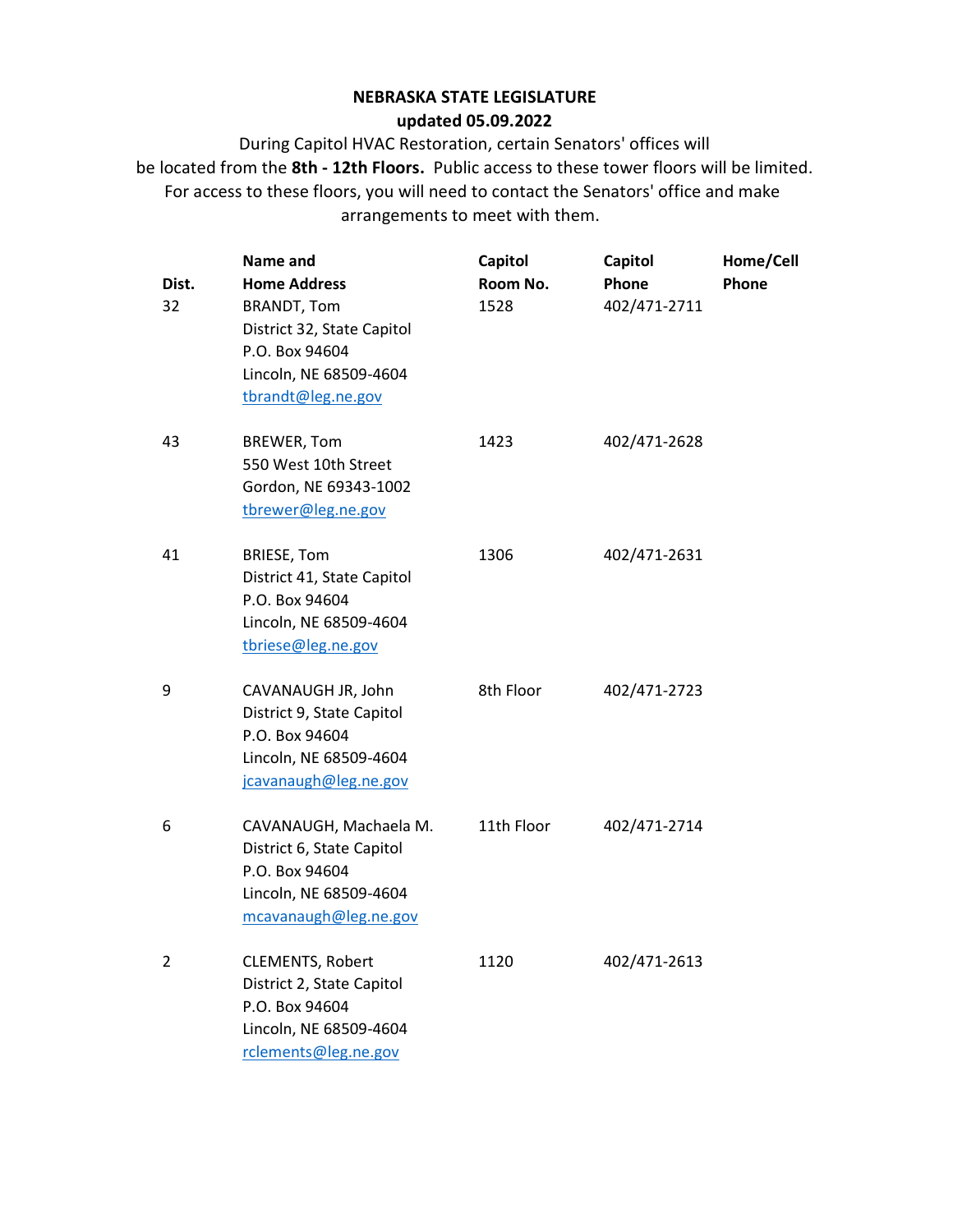**NEBRASKA STATE LEGISLATURE**
**updated 05.09.2022**

During Capitol HVAC Restoration, certain Senators' offices will be located from the **8th - 12th Floors.** Public access to these tower floors will be limited. For access to these floors, you will need to contact the Senators' office and make arrangements to meet with them.

| Dist. | Name and Home Address | Capitol Room No. | Capitol Phone | Home/Cell Phone |
|---|---|---|---|---|
| 32 | BRANDT, Tom<br>District 32, State Capitol<br>P.O. Box 94604<br>Lincoln, NE 68509-4604<br>tbrandt@leg.ne.gov | 1528 | 402/471-2711 | |
| 43 | BREWER, Tom<br>550 West 10th Street<br>Gordon, NE 69343-1002<br>tbrewer@leg.ne.gov | 1423 | 402/471-2628 | |
| 41 | BRIESE, Tom<br>District 41, State Capitol<br>P.O. Box 94604<br>Lincoln, NE 68509-4604<br>tbriese@leg.ne.gov | 1306 | 402/471-2631 | |
| 9 | CAVANAUGH JR, John<br>District 9, State Capitol<br>P.O. Box 94604<br>Lincoln, NE 68509-4604<br>jcavanaugh@leg.ne.gov | 8th Floor | 402/471-2723 | |
| 6 | CAVANAUGH, Machaela M.<br>District 6, State Capitol<br>P.O. Box 94604<br>Lincoln, NE 68509-4604<br>mcavanaugh@leg.ne.gov | 11th Floor | 402/471-2714 | |
| 2 | CLEMENTS, Robert<br>District 2, State Capitol<br>P.O. Box 94604<br>Lincoln, NE 68509-4604<br>rclements@leg.ne.gov | 1120 | 402/471-2613 | |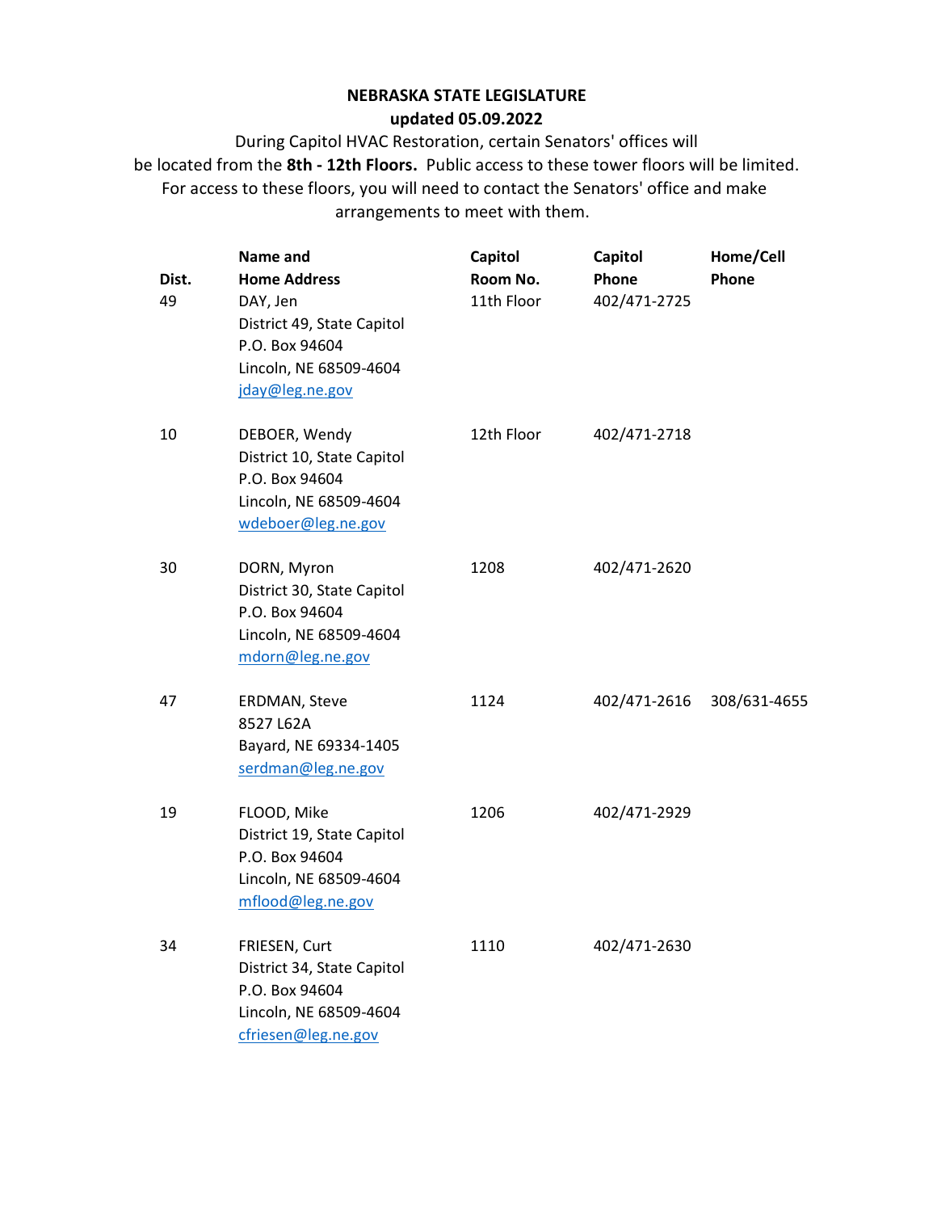**NEBRASKA STATE LEGISLATURE**
**updated 05.09.2022**

During Capitol HVAC Restoration, certain Senators' offices will be located from the **8th - 12th Floors.** Public access to these tower floors will be limited. For access to these floors, you will need to contact the Senators' office and make arrangements to meet with them.

| Dist. | Name and Home Address | Capitol Room No. | Capitol Phone | Home/Cell Phone |
|---|---|---|---|---|
| 49 | DAY, Jen<br>District 49, State Capitol<br>P.O. Box 94604<br>Lincoln, NE 68509-4604<br>jday@leg.ne.gov | 11th Floor | 402/471-2725 | |
| 10 | DEBOER, Wendy<br>District 10, State Capitol<br>P.O. Box 94604<br>Lincoln, NE 68509-4604<br>wdeboer@leg.ne.gov | 12th Floor | 402/471-2718 | |
| 30 | DORN, Myron<br>District 30, State Capitol<br>P.O. Box 94604<br>Lincoln, NE 68509-4604<br>mdorn@leg.ne.gov | 1208 | 402/471-2620 | |
| 47 | ERDMAN, Steve<br>8527 L62A<br>Bayard, NE 69334-1405<br>serdman@leg.ne.gov | 1124 | 402/471-2616 | 308/631-4655 |
| 19 | FLOOD, Mike<br>District 19, State Capitol<br>P.O. Box 94604<br>Lincoln, NE 68509-4604<br>mflood@leg.ne.gov | 1206 | 402/471-2929 | |
| 34 | FRIESEN, Curt<br>District 34, State Capitol<br>P.O. Box 94604<br>Lincoln, NE 68509-4604<br>cfriesen@leg.ne.gov | 1110 | 402/471-2630 | |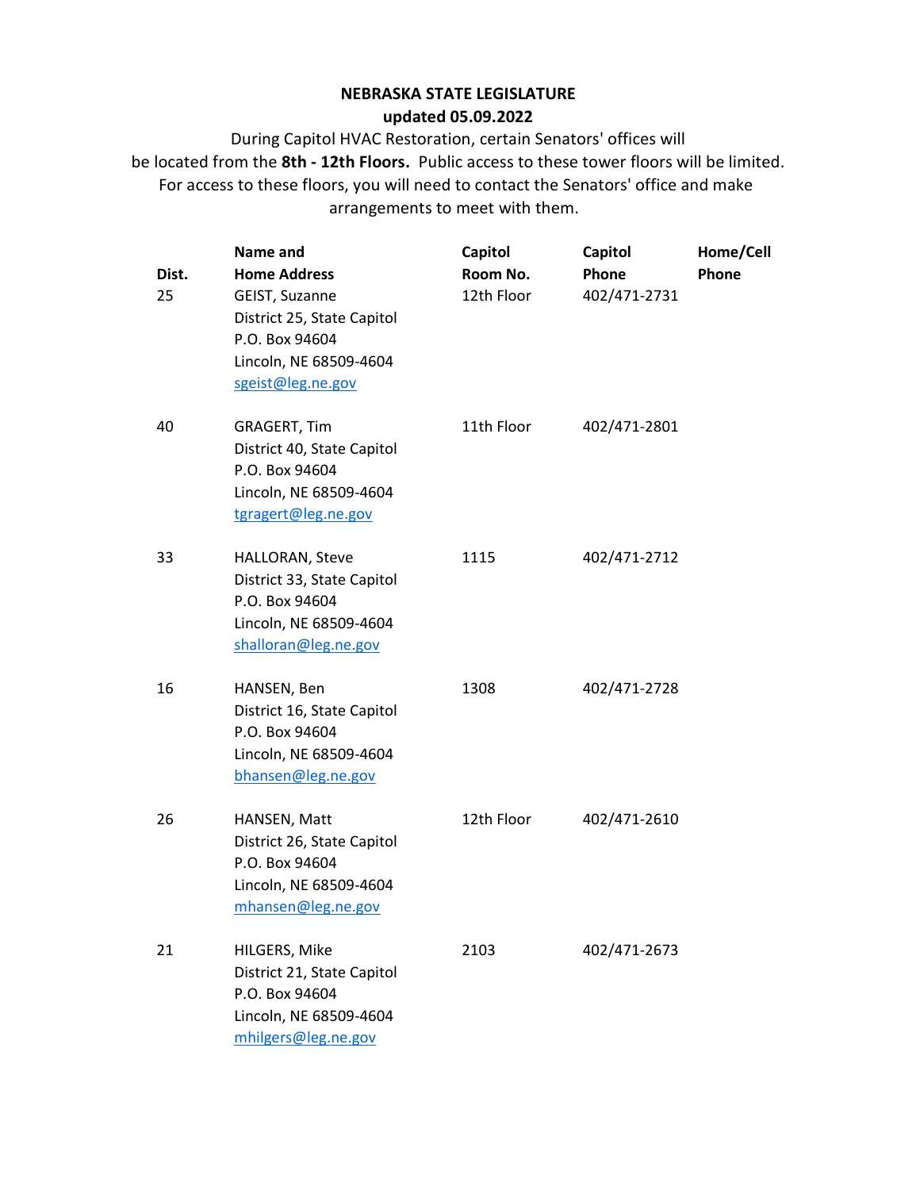**NEBRASKA STATE LEGISLATURE**
**updated 05.09.2022**

During Capitol HVAC Restoration, certain Senators' offices will be located from the **8th - 12th Floors.** Public access to these tower floors will be limited. For access to these floors, you will need to contact the Senators' office and make arrangements to meet with them.

| Dist. | Name and Home Address | Capitol Room No. | Capitol Phone | Home/Cell Phone |
|---|---|---|---|---|
| 25 | GEIST, Suzanne<br>District 25, State Capitol<br>P.O. Box 94604<br>Lincoln, NE 68509-4604<br>sgeist@leg.ne.gov | 12th Floor | 402/471-2731 | |
| 40 | GRAGERT, Tim<br>District 40, State Capitol<br>P.O. Box 94604<br>Lincoln, NE 68509-4604<br>tgragert@leg.ne.gov | 11th Floor | 402/471-2801 | |
| 33 | HALLORAN, Steve<br>District 33, State Capitol<br>P.O. Box 94604<br>Lincoln, NE 68509-4604<br>shalloran@leg.ne.gov | 1115 | 402/471-2712 | |
| 16 | HANSEN, Ben<br>District 16, State Capitol<br>P.O. Box 94604<br>Lincoln, NE 68509-4604<br>bhansen@leg.ne.gov | 1308 | 402/471-2728 | |
| 26 | HANSEN, Matt<br>District 26, State Capitol<br>P.O. Box 94604<br>Lincoln, NE 68509-4604<br>mhansen@leg.ne.gov | 12th Floor | 402/471-2610 | |
| 21 | HILGERS, Mike<br>District 21, State Capitol<br>P.O. Box 94604<br>Lincoln, NE 68509-4604<br>mhilgers@leg.ne.gov | 2103 | 402/471-2673 | |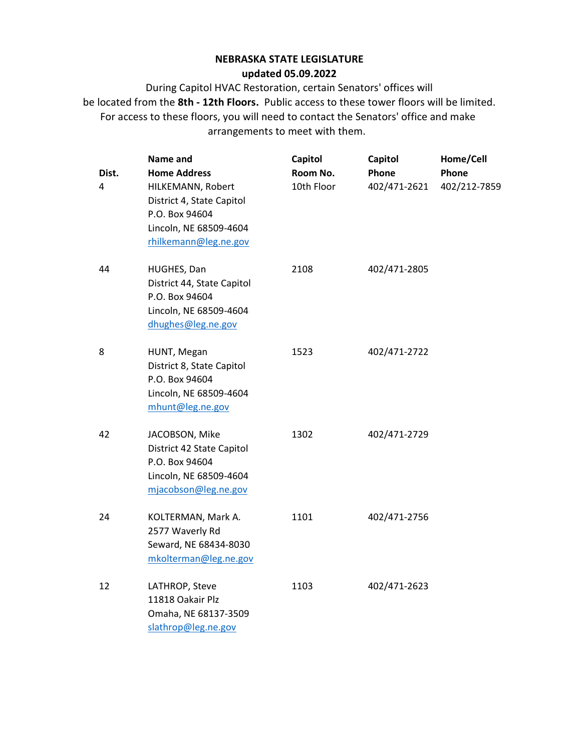**NEBRASKA STATE LEGISLATURE**
**updated 05.09.2022**

During Capitol HVAC Restoration, certain Senators' offices will be located from the **8th - 12th Floors.** Public access to these tower floors will be limited. For access to these floors, you will need to contact the Senators' office and make arrangements to meet with them.

| Dist. | Name and Home Address | Capitol Room No. | Capitol Phone | Home/Cell Phone |
|---|---|---|---|---|
| 4 | HILKEMANN, Robert<br>District 4, State Capitol<br>P.O. Box 94604<br>Lincoln, NE 68509-4604<br>rhilkemann@leg.ne.gov | 10th Floor | 402/471-2621 | 402/212-7859 |
| 44 | HUGHES, Dan<br>District 44, State Capitol<br>P.O. Box 94604<br>Lincoln, NE 68509-4604<br>dhughes@leg.ne.gov | 2108 | 402/471-2805 | |
| 8 | HUNT, Megan<br>District 8, State Capitol<br>P.O. Box 94604<br>Lincoln, NE 68509-4604<br>mhunt@leg.ne.gov | 1523 | 402/471-2722 | |
| 42 | JACOBSON, Mike<br>District 42 State Capitol<br>P.O. Box 94604<br>Lincoln, NE 68509-4604<br>mjacobson@leg.ne.gov | 1302 | 402/471-2729 | |
| 24 | KOLTERMAN, Mark A.<br>2577 Waverly Rd<br>Seward, NE 68434-8030<br>mkolterman@leg.ne.gov | 1101 | 402/471-2756 | |
| 12 | LATHROP, Steve<br>11818 Oakair Plz<br>Omaha, NE 68137-3509<br>slathrop@leg.ne.gov | 1103 | 402/471-2623 | |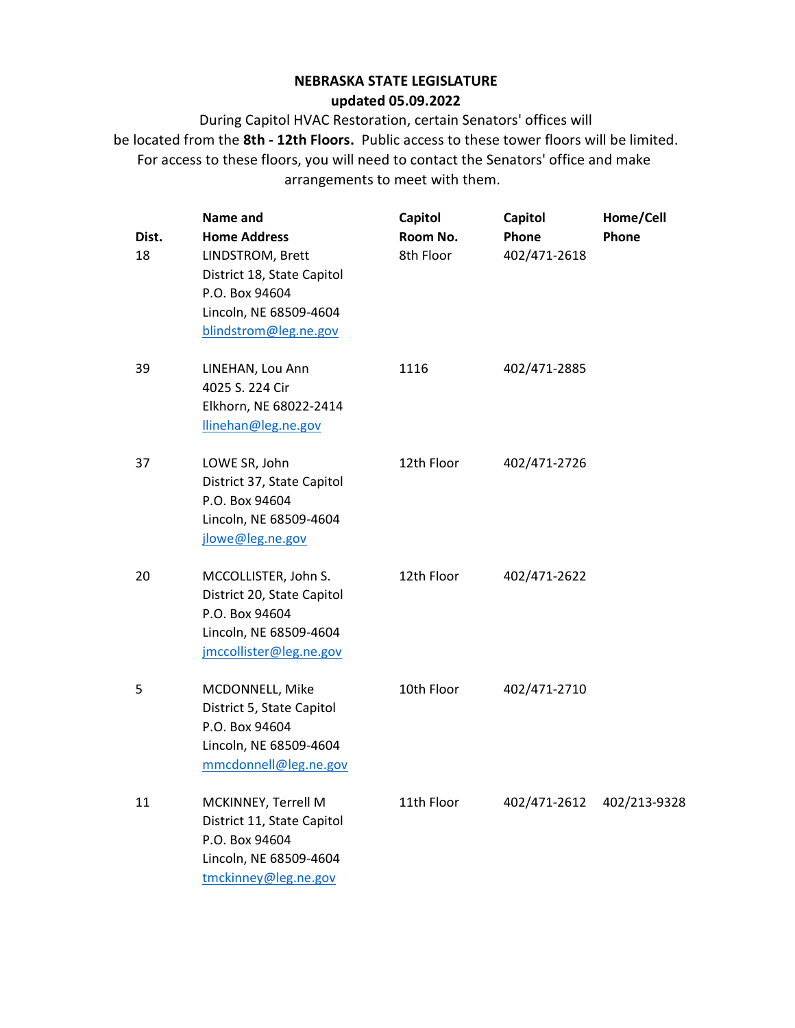**NEBRASKA STATE LEGISLATURE**
**updated 05.09.2022**

During Capitol HVAC Restoration, certain Senators' offices will be located from the **8th - 12th Floors.** Public access to these tower floors will be limited. For access to these floors, you will need to contact the Senators' office and make arrangements to meet with them.

| Dist. | Name and Home Address | Capitol Room No. | Capitol Phone | Home/Cell Phone |
|---|---|---|---|---|
| 18 | LINDSTROM, Brett<br>District 18, State Capitol<br>P.O. Box 94604<br>Lincoln, NE 68509-4604<br>blindstrom@leg.ne.gov | 8th Floor | 402/471-2618 | |
| 39 | LINEHAN, Lou Ann<br>4025 S. 224 Cir<br>Elkhorn, NE 68022-2414<br>llinehan@leg.ne.gov | 1116 | 402/471-2885 | |
| 37 | LOWE SR, John<br>District 37, State Capitol<br>P.O. Box 94604<br>Lincoln, NE 68509-4604<br>jlowe@leg.ne.gov | 12th Floor | 402/471-2726 | |
| 20 | MCCOLLISTER, John S.<br>District 20, State Capitol<br>P.O. Box 94604<br>Lincoln, NE 68509-4604<br>jmccollister@leg.ne.gov | 12th Floor | 402/471-2622 | |
| 5 | MCDONNELL, Mike<br>District 5, State Capitol<br>P.O. Box 94604<br>Lincoln, NE 68509-4604<br>mmcdonnell@leg.ne.gov | 10th Floor | 402/471-2710 | |
| 11 | MCKINNEY, Terrell M<br>District 11, State Capitol<br>P.O. Box 94604<br>Lincoln, NE 68509-4604<br>tmckinney@leg.ne.gov | 11th Floor | 402/471-2612 | 402/213-9328 |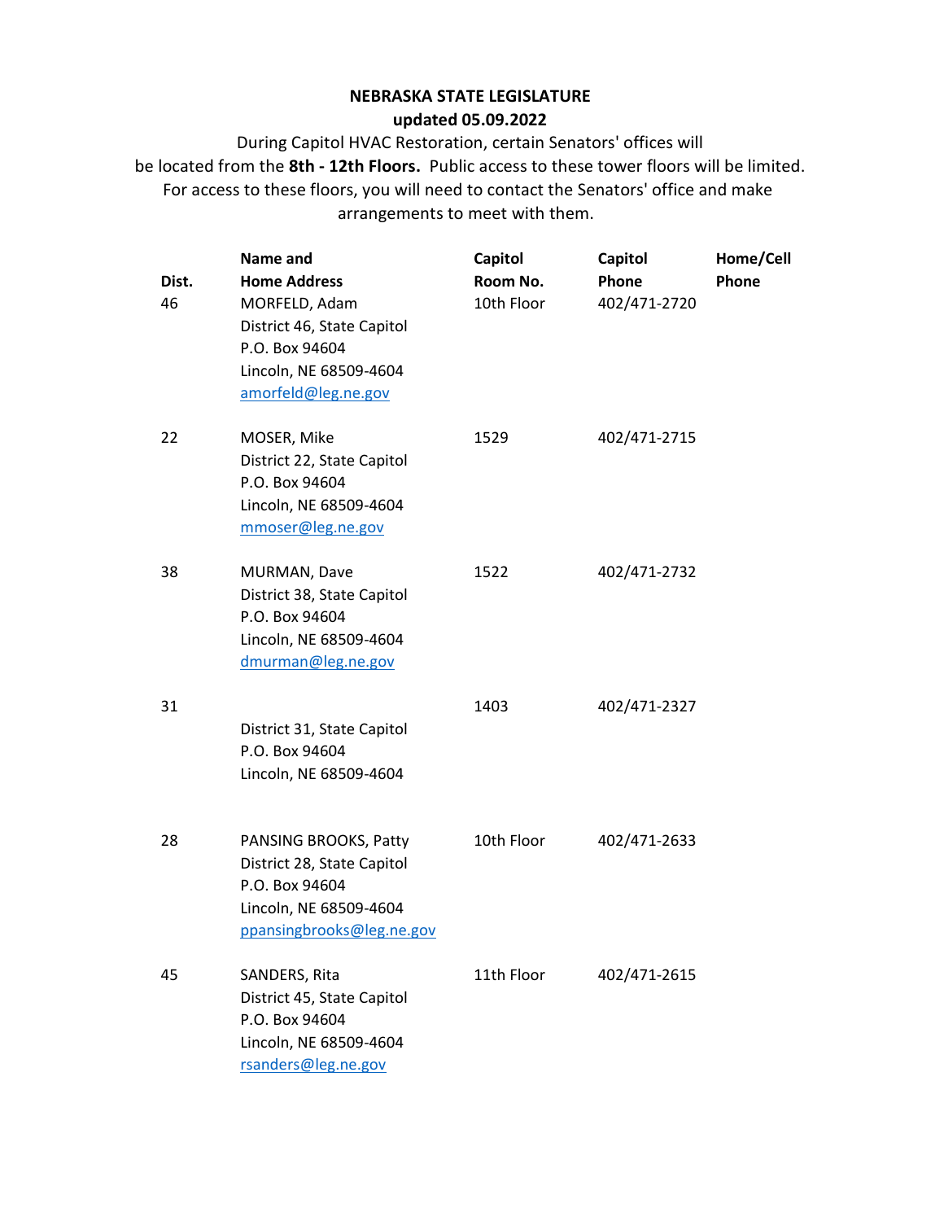**NEBRASKA STATE LEGISLATURE**
**updated 05.09.2022**

During Capitol HVAC Restoration, certain Senators' offices will be located from the **8th - 12th Floors.** Public access to these tower floors will be limited. For access to these floors, you will need to contact the Senators' office and make arrangements to meet with them.

| Dist. | Name and Home Address | Capitol Room No. | Capitol Phone | Home/Cell Phone |
|---|---|---|---|---|
| 46 | MORFELD, Adam<br>District 46, State Capitol<br>P.O. Box 94604<br>Lincoln, NE 68509-4604<br>amorfeld@leg.ne.gov | 10th Floor | 402/471-2720 | |
| 22 | MOSER, Mike<br>District 22, State Capitol<br>P.O. Box 94604<br>Lincoln, NE 68509-4604<br>mmoser@leg.ne.gov | 1529 | 402/471-2715 | |
| 38 | MURMAN, Dave<br>District 38, State Capitol<br>P.O. Box 94604<br>Lincoln, NE 68509-4604<br>dmurman@leg.ne.gov | 1522 | 402/471-2732 | |
| 31 | District 31, State Capitol<br>P.O. Box 94604<br>Lincoln, NE 68509-4604 | 1403 | 402/471-2327 | |
| 28 | PANSING BROOKS, Patty<br>District 28, State Capitol<br>P.O. Box 94604<br>Lincoln, NE 68509-4604<br>ppansingbrooks@leg.ne.gov | 10th Floor | 402/471-2633 | |
| 45 | SANDERS, Rita<br>District 45, State Capitol<br>P.O. Box 94604<br>Lincoln, NE 68509-4604<br>rsanders@leg.ne.gov | 11th Floor | 402/471-2615 | |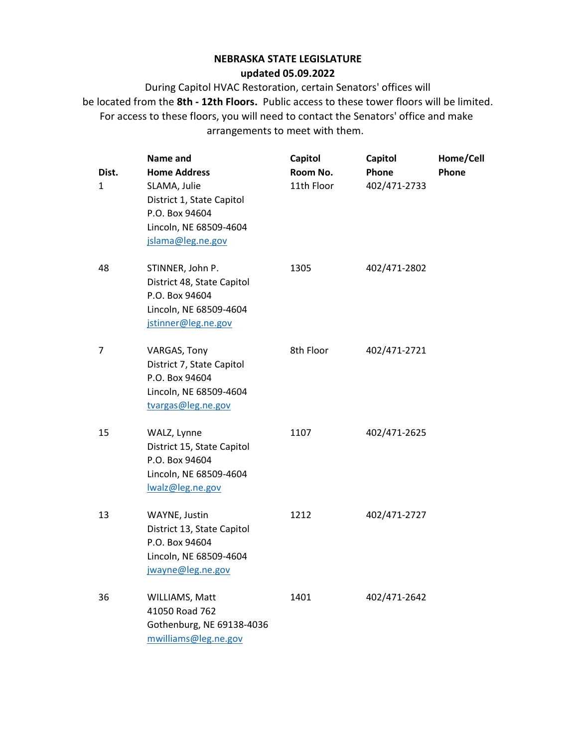**NEBRASKA STATE LEGISLATURE**
**updated 05.09.2022**

During Capitol HVAC Restoration, certain Senators' offices will be located from the **8th - 12th Floors.** Public access to these tower floors will be limited. For access to these floors, you will need to contact the Senators' office and make arrangements to meet with them.

| Dist. | Name and Home Address | Capitol Room No. | Capitol Phone | Home/Cell Phone |
|---|---|---|---|---|
| 1 | SLAMA, Julie<br>District 1, State Capitol<br>P.O. Box 94604<br>Lincoln, NE 68509-4604<br>jslama@leg.ne.gov | 11th Floor | 402/471-2733 | |
| 48 | STINNER, John P.<br>District 48, State Capitol<br>P.O. Box 94604<br>Lincoln, NE 68509-4604<br>jstinner@leg.ne.gov | 1305 | 402/471-2802 | |
| 7 | VARGAS, Tony<br>District 7, State Capitol<br>P.O. Box 94604<br>Lincoln, NE 68509-4604<br>tvargas@leg.ne.gov | 8th Floor | 402/471-2721 | |
| 15 | WALZ, Lynne<br>District 15, State Capitol<br>P.O. Box 94604<br>Lincoln, NE 68509-4604<br>lwalz@leg.ne.gov | 1107 | 402/471-2625 | |
| 13 | WAYNE, Justin<br>District 13, State Capitol<br>P.O. Box 94604<br>Lincoln, NE 68509-4604<br>jwayne@leg.ne.gov | 1212 | 402/471-2727 | |
| 36 | WILLIAMS, Matt<br>41050 Road 762<br>Gothenburg, NE 69138-4036<br>mwilliams@leg.ne.gov | 1401 | 402/471-2642 | |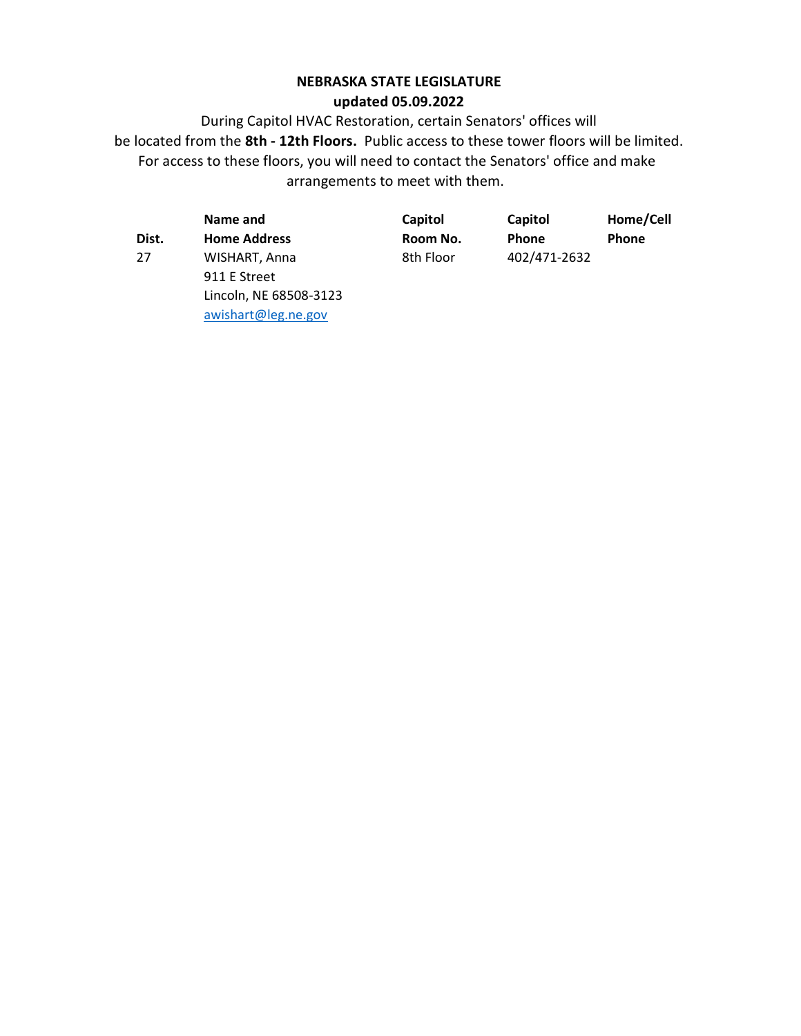**NEBRASKA STATE LEGISLATURE**
**updated 05.09.2022**

During Capitol HVAC Restoration, certain Senators' offices will be located from the **8th - 12th Floors.** Public access to these tower floors will be limited. For access to these floors, you will need to contact the Senators' office and make arrangements to meet with them.

| Dist. | Name and Home Address | Capitol Room No. | Capitol Phone | Home/Cell Phone |
|---|---|---|---|---|
| 27 | WISHART, Anna<br>911 E Street<br>Lincoln, NE 68508-3123<br>awishart@leg.ne.gov | 8th Floor | 402/471-2632 | |